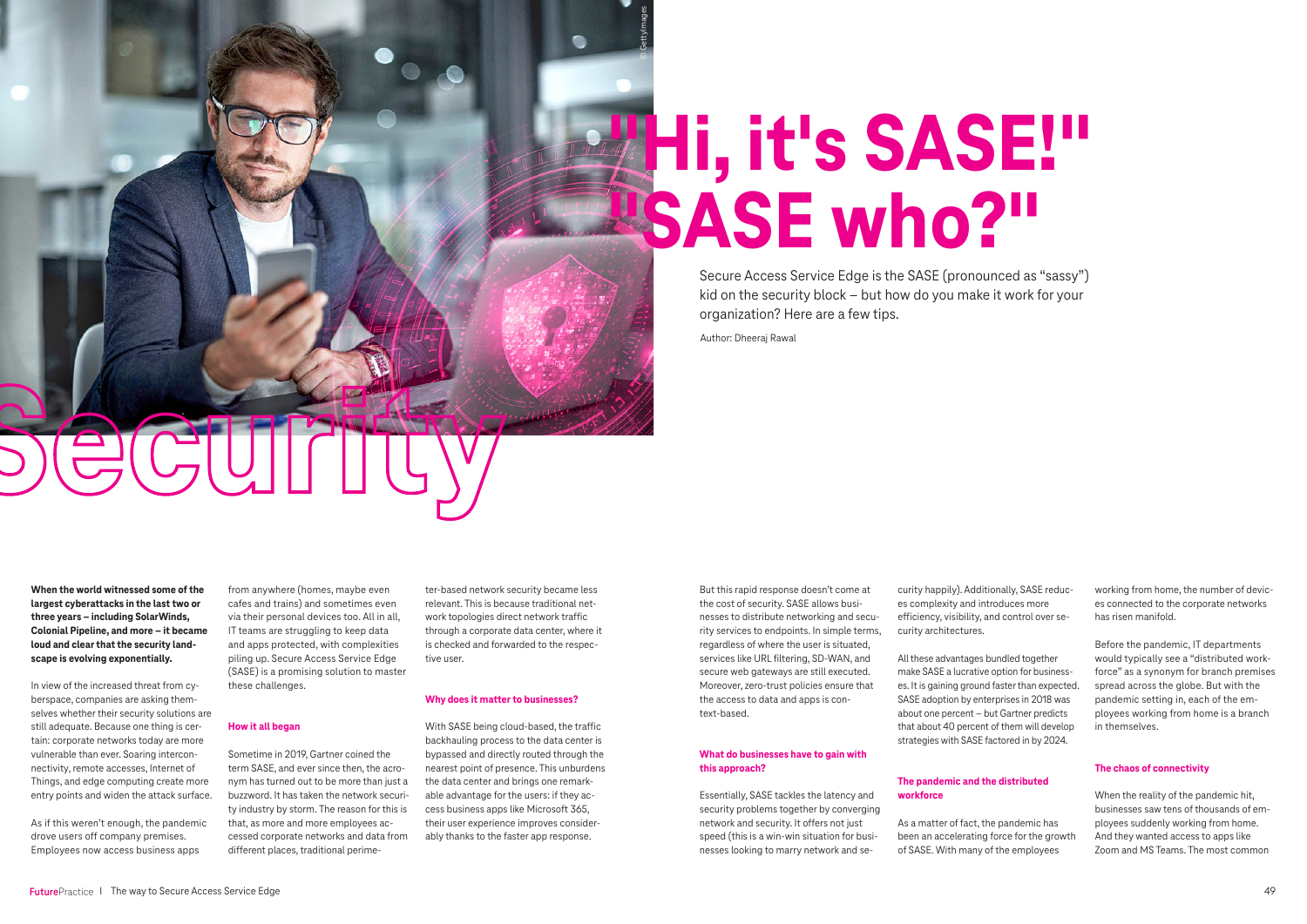# "Hi, it's SASE!" "SASE who?"

Secure Access Service Edge is the SASE (pronounced as "sassy") kid on the security block – but how do you make it work for your organization? Here are a few tips.

Author: Dheeraj Rawal

**When the world witnessed some of the largest cyberattacks in the last two or three years – including SolarWinds, Colonial Pipeline, and more – it became loud and clear that the security landscape is evolving exponentially.**

In view of the increased threat from cyberspace, companies are asking themselves whether their security solutions are still adequate. Because one thing is certain: corporate networks today are more vulnerable than ever. Soaring interconnectivity, remote accesses, Internet of Things, and edge computing create more entry points and widen the attack surface.

As if this weren't enough, the pandemic drove users off company premises. Employees now access business apps from anywhere (homes, maybe even cafes and trains) and sometimes even via their personal devices too. All in all, IT teams are struggling to keep data and apps protected, with complexities piling up. Secure Access Service Edge (SASE) is a promising solution to master these challenges.

## How it all began

Sometime in 2019, Gartner coined the term SASE, and ever since then, the acronym has turned out to be more than just a buzzword. It has taken the network security industry by storm. The reason for this is that, as more and more employees accessed corporate networks and data from different places, traditional perimeter-based network security became less relevant. This is because traditional network topologies direct network traffic through a corporate data center, where it is checked and forwarded to the respective user.

## Why does it matter to businesses?

With SASE being cloud-based, the traffic backhauling process to the data center is bypassed and directly routed through the nearest point of presence. This unburdens the data center and brings one remarkable advantage for the users: if they access business apps like Microsoft 365, their user experience improves considerably thanks to the faster app response.

But this rapid response doesn't come at the cost of security. SASE allows businesses to distribute networking and security services to endpoints. In simple terms, regardless of where the user is situated, services like URL filtering, SD-WAN, and secure web gateways are still executed. Moreover, zero-trust policies ensure that the access to data and apps is context-based.

## What do businesses have to gain with this approach?

Essentially, SASE tackles the latency and security problems together by converging network and security. It offers not just speed (this is a win-win situation for businesses looking to marry network and security happily). Additionally, SASE reduces complexity and introduces more efficiency, visibility, and control over security architectures.

All these advantages bundled together make SASE a lucrative option for businesses. It is gaining ground faster than expected. SASE adoption by enterprises in 2018 was about one percent – but Gartner predicts that about 40 percent of them will develop strategies with SASE factored in by 2024.

## The pandemic and the distributed workforce

As a matter of fact, the pandemic has been an accelerating force for the growth of SASE. With many of the employees working from home, the number of devices connected to the corporate networks has risen manifold.

Before the pandemic, IT departments would typically see a "distributed workforce" as a synonym for branch premises spread across the globe. But with the pandemic setting in, each of the employees working from home is a branch in themselves.

## The chaos of connectivity

When the reality of the pandemic hit, businesses saw tens of thousands of employees suddenly working from home. And they wanted access to apps like Zoom and MS Teams. The most common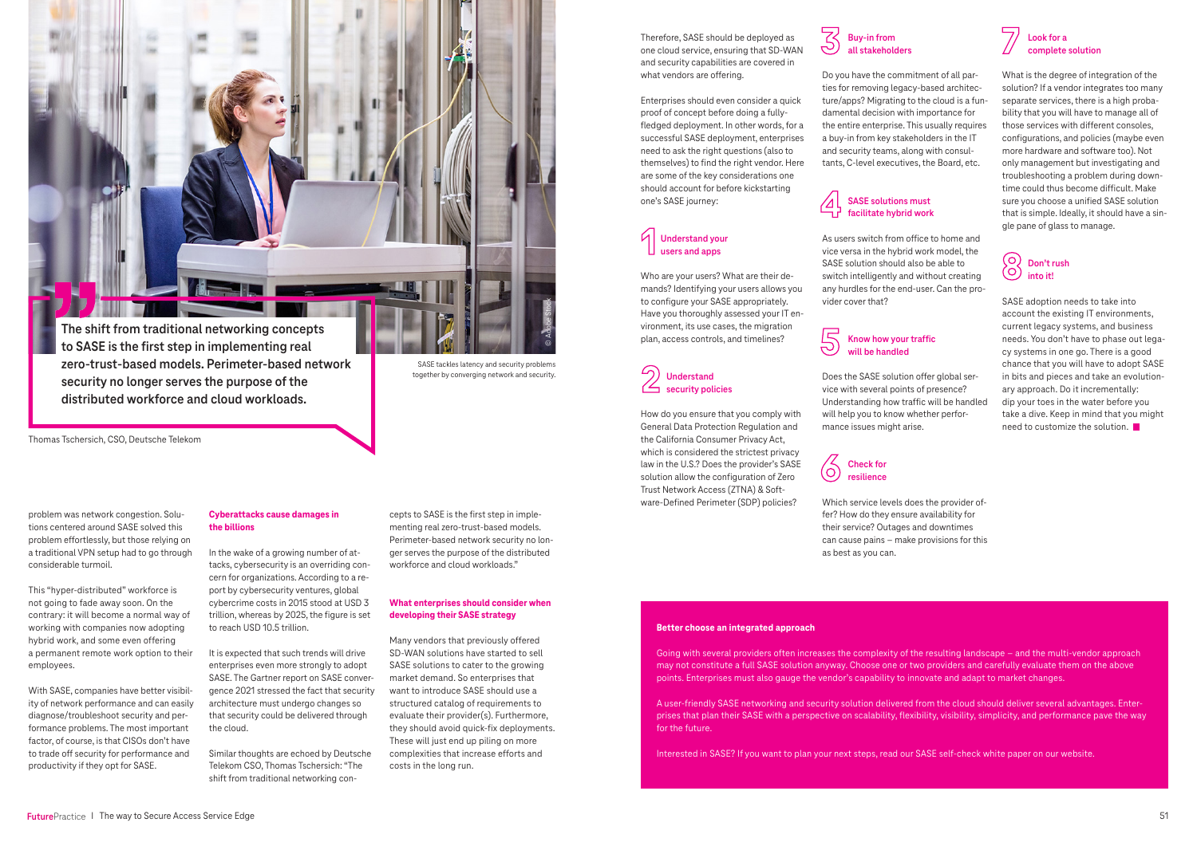> The shift from traditional networking concepts to SASE is the first step in implementing real zero-trust-based models. Perimeter-based network security no longer serves the purpose of the distributed workforce and cloud workloads.

Thomas Tschersich, CSO, Deutsche Telekom

SASE tackles latency and security problems together by converging network and security.

problem was network congestion. Solutions centered around SASE solved this problem effortlessly, but those relying on a traditional VPN setup had to go through considerable turmoil.

This "hyper-distributed" workforce is not going to fade away soon. On the contrary: it will become a normal way of working with companies now adopting hybrid work, and some even offering a permanent remote work option to their employees.

With SASE, companies have better visibility of network performance and can easily diagnose/troubleshoot security and performance problems. The most important factor, of course, is that CISOs don't have to trade off security for performance and productivity if they opt for SASE.

### Cyberattacks cause damages in the billions

In the wake of a growing number of attacks, cybersecurity is an overriding concern for organizations. According to a report by cybersecurity ventures, global cybercrime costs in 2015 stood at USD 3 trillion, whereas by 2025, the figure is set to reach USD 10.5 trillion.

It is expected that such trends will drive enterprises even more strongly to adopt SASE. The Gartner report on SASE convergence 2021 stressed the fact that security architecture must undergo changes so that security could be delivered through the cloud.

Similar thoughts are echoed by Deutsche Telekom CSO, Thomas Tschersich: "The shift from traditional networking concepts to SASE is the first step in implementing real zero-trust-based models. Perimeter-based network security no longer serves the purpose of the distributed workforce and cloud workloads."

### What enterprises should consider when developing their SASE strategy

Many vendors that previously offered SD-WAN solutions have started to sell SASE solutions to cater to the growing market demand. So enterprises that want to introduce SASE should use a structured catalog of requirements to evaluate their provider(s). Furthermore, they should avoid quick-fix deployments. These will just end up piling on more complexities that increase efforts and costs in the long run.

Therefore, SASE should be deployed as one cloud service, ensuring that SD-WAN and security capabilities are covered in what vendors are offering.

Enterprises should even consider a quick proof of concept before doing a fully-fledged deployment. In other words, for a successful SASE deployment, enterprises need to ask the right questions (also to themselves) to find the right vendor. Here are some of the key considerations one should account for before kickstarting one's SASE journey:

#### 1 Understand your users and apps

Who are your users? What are their demands? Identifying your users allows you to configure your SASE appropriately. Have you thoroughly assessed your IT environment, its use cases, the migration plan, access controls, and timelines?

#### 2 Understand security policies

How do you ensure that you comply with General Data Protection Regulation and the California Consumer Privacy Act, which is considered the strictest privacy law in the U.S.? Does the provider's SASE solution allow the configuration of Zero Trust Network Access (ZTNA) & Software-Defined Perimeter (SDP) policies?

#### 3 Buy-in from all stakeholders

Do you have the commitment of all parties for removing legacy-based architecture/apps? Migrating to the cloud is a fundamental decision with importance for the entire enterprise. This usually requires a buy-in from key stakeholders in the IT and security teams, along with consultants, C-level executives, the Board, etc.

#### 4 SASE solutions must facilitate hybrid work

As users switch from office to home and vice versa in the hybrid work model, the SASE solution should also be able to switch intelligently and without creating any hurdles for the end-user. Can the provider cover that?

#### 5 Know how your traffic will be handled

Does the SASE solution offer global service with several points of presence? Understanding how traffic will be handled will help you to know whether performance issues might arise.

#### 6 Check for resilience

Which service levels does the provider offer? How do they ensure availability for their service? Outages and downtimes can cause pains – make provisions for this as best as you can.

#### 7 Look for a complete solution

What is the degree of integration of the solution? If a vendor integrates too many separate services, there is a high probability that you will have to manage all of those services with different consoles, configurations, and policies (maybe even more hardware and software too). Not only management but investigating and troubleshooting a problem during downtime could thus become difficult. Make sure you choose a unified SASE solution that is simple. Ideally, it should have a single pane of glass to manage.

#### 8 Don't rush into it!

SASE adoption needs to take into account the existing IT environments, current legacy systems, and business needs. You don't have to phase out legacy systems in one go. There is a good chance that you will have to adopt SASE in bits and pieces and take an evolutionary approach. Do it incrementally: dip your toes in the water before you take a dive. Keep in mind that you might need to customize the solution.

**Better choose an integrated approach**

Going with several providers often increases the complexity of the resulting landscape – and the multi-vendor approach may not constitute a full SASE solution anyway. Choose one or two providers and carefully evaluate them on the above points. Enterprises must also gauge the vendor's capability to innovate and adapt to market changes.

A user-friendly SASE networking and security solution delivered from the cloud should deliver several advantages. Enterprises that plan their SASE with a perspective on scalability, flexibility, visibility, simplicity, and performance pave the way for the future.

Interested in SASE? If you want to plan your next steps, read our SASE self-check white paper on our website.